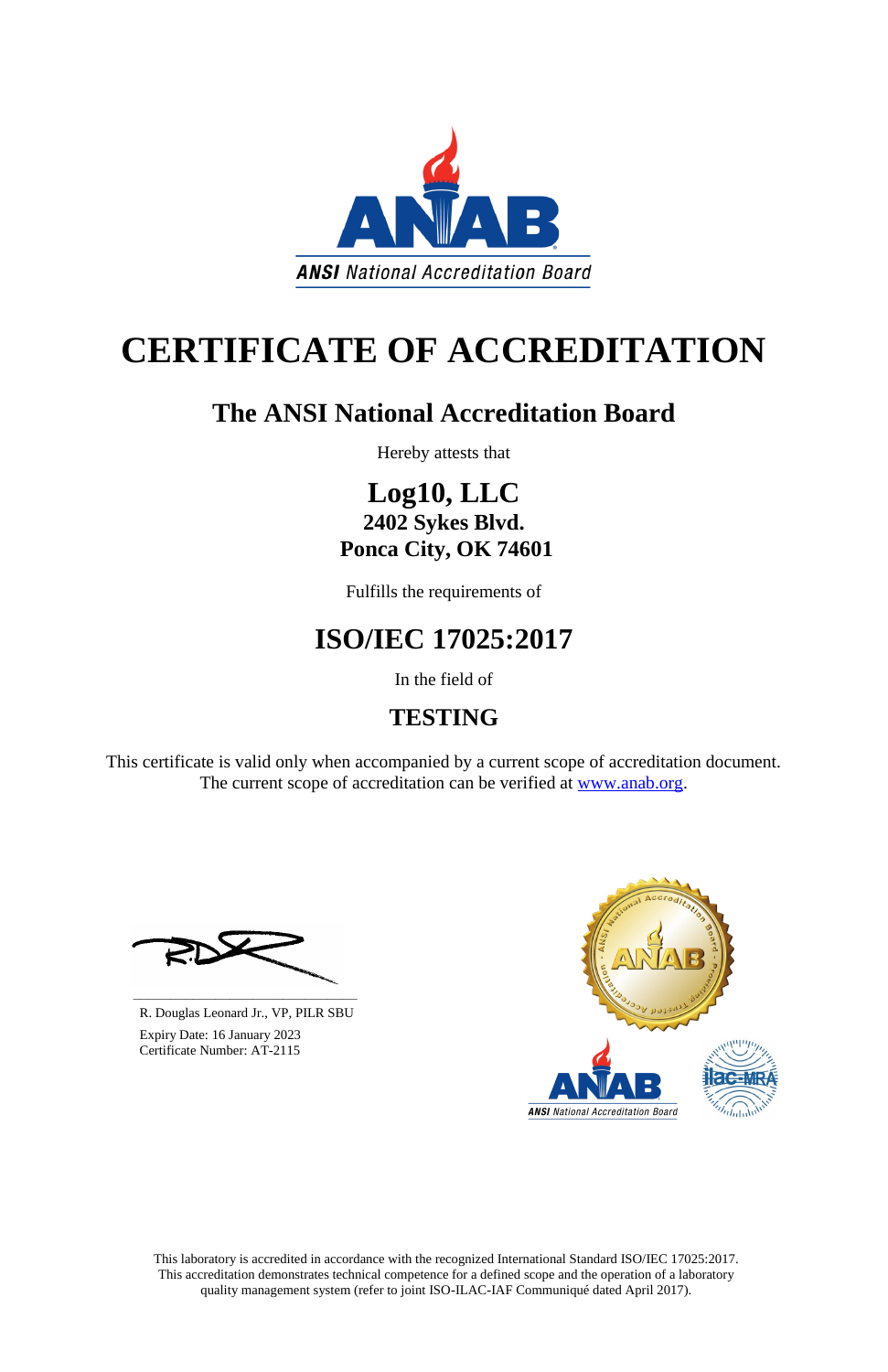ANSI National Accreditation Board

# CERTIFICATE OF ACCREDITATION

## The ANSI National Accreditation Board

Hereby attests that

## Log10, LLC

**2402 Sykes Blvd.**

**Ponca City, OK 74601**

Fulfills the requirements of

## ISO/IEC 17025:2017

In the field of

## TESTING

This certificate is valid only when accompanied by a current scope of accreditation document. The current scope of accreditation can be verified at www.anab.org.

R. Douglas Leonard Jr., VP, PILR SBU

Expiry Date: 16 January 2023

Certificate Number: AT-2115

This laboratory is accredited in accordance with the recognized International Standard ISO/IEC 17025:2017. This accreditation demonstrates technical competence for a defined scope and the operation of a laboratory quality management system (refer to joint ISO-ILAC-IAF Communiqué dated April 2017).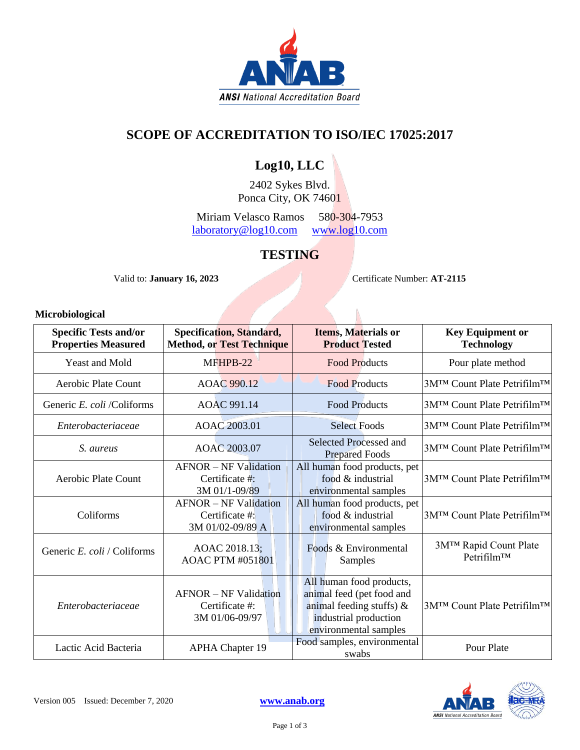# SCOPE OF ACCREDITATION TO ISO/IEC 17025:2017

## Log10, LLC

2402 Sykes Blvd.
Ponca City, OK 74601

Miriam Velasco Ramos 580-304-7953
laboratory@log10.com www.log10.com

## TESTING

Valid to: **January 16, 2023** Certificate Number: **AT-2115**

### Microbiological

| Specific Tests and/or Properties Measured | Specification, Standard, Method, or Test Technique | Items, Materials or Product Tested | Key Equipment or Technology |
|---|---|---|---|
| Yeast and Mold | MFHPB-22 | Food Products | Pour plate method |
| Aerobic Plate Count | AOAC 990.12 | Food Products | 3M™ Count Plate Petrifilm™ |
| Generic *E. coli* /Coliforms | AOAC 991.14 | Food Products | 3M™ Count Plate Petrifilm™ |
| *Enterobacteriaceae* | AOAC 2003.01 | Select Foods | 3M™ Count Plate Petrifilm™ |
| *S. aureus* | AOAC 2003.07 | Selected Processed and Prepared Foods | 3M™ Count Plate Petrifilm™ |
| Aerobic Plate Count | AFNOR – NF Validation Certificate #: 3M 01/1-09/89 | All human food products, pet food & industrial environmental samples | 3M™ Count Plate Petrifilm™ |
| Coliforms | AFNOR – NF Validation Certificate #: 3M 01/02-09/89 A | All human food products, pet food & industrial environmental samples | 3M™ Count Plate Petrifilm™ |
| Generic *E. coli* / Coliforms | AOAC 2018.13; AOAC PTM #051801 | Foods & Environmental Samples | 3M™ Rapid Count Plate Petrifilm™ |
| *Enterobacteriaceae* | AFNOR – NF Validation Certificate #: 3M 01/06-09/97 | All human food products, animal feed (pet food and animal feeding stuffs) & industrial production environmental samples | 3M™ Count Plate Petrifilm™ |
| Lactic Acid Bacteria | APHA Chapter 19 | Food samples, environmental swabs | Pour Plate |

Version 005 Issued: December 7, 2020 www.anab.org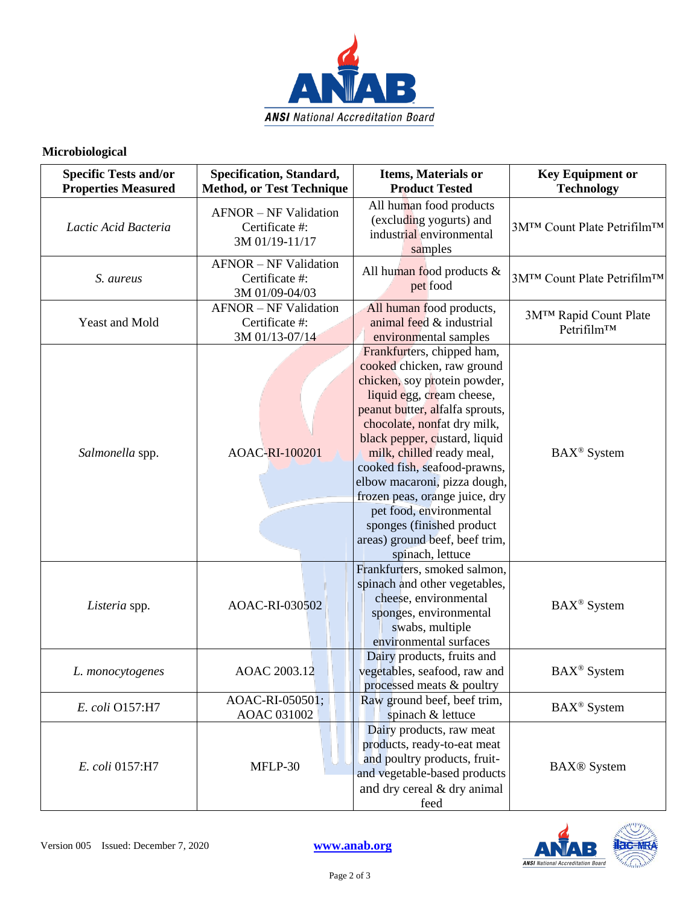## Microbiological

| Specific Tests and/or Properties Measured | Specification, Standard, Method, or Test Technique | Items, Materials or Product Tested | Key Equipment or Technology |
|---|---|---|---|
| *Lactic Acid Bacteria* | AFNOR – NF Validation Certificate #: 3M 01/19-11/17 | All human food products (excluding yogurts) and industrial environmental samples | 3M™ Count Plate Petrifilm™ |
| *S. aureus* | AFNOR – NF Validation Certificate #: 3M 01/09-04/03 | All human food products & pet food | 3M™ Count Plate Petrifilm™ |
| Yeast and Mold | AFNOR – NF Validation Certificate #: 3M 01/13-07/14 | All human food products, animal feed & industrial environmental samples | 3M™ Rapid Count Plate Petrifilm™ |
| *Salmonella* spp. | AOAC-RI-100201 | Frankfurters, chipped ham, cooked chicken, raw ground chicken, soy protein powder, liquid egg, cream cheese, peanut butter, alfalfa sprouts, chocolate, nonfat dry milk, black pepper, custard, liquid milk, chilled ready meal, cooked fish, seafood-prawns, elbow macaroni, pizza dough, frozen peas, orange juice, dry pet food, environmental sponges (finished product areas) ground beef, beef trim, spinach, lettuce | BAX® System |
| *Listeria* spp. | AOAC-RI-030502 | Frankfurters, smoked salmon, spinach and other vegetables, cheese, environmental sponges, environmental swabs, multiple environmental surfaces | BAX® System |
| *L. monocytogenes* | AOAC 2003.12 | Dairy products, fruits and vegetables, seafood, raw and processed meats & poultry | BAX® System |
| *E. coli* O157:H7 | AOAC-RI-050501; AOAC 031002 | Raw ground beef, beef trim, spinach & lettuce | BAX® System |
| *E. coli* 0157:H7 | MFLP-30 | Dairy products, raw meat products, ready-to-eat meat and poultry products, fruit-and vegetable-based products and dry cereal & dry animal feed | BAX® System |

Version 005 Issued: December 7, 2020 www.anab.org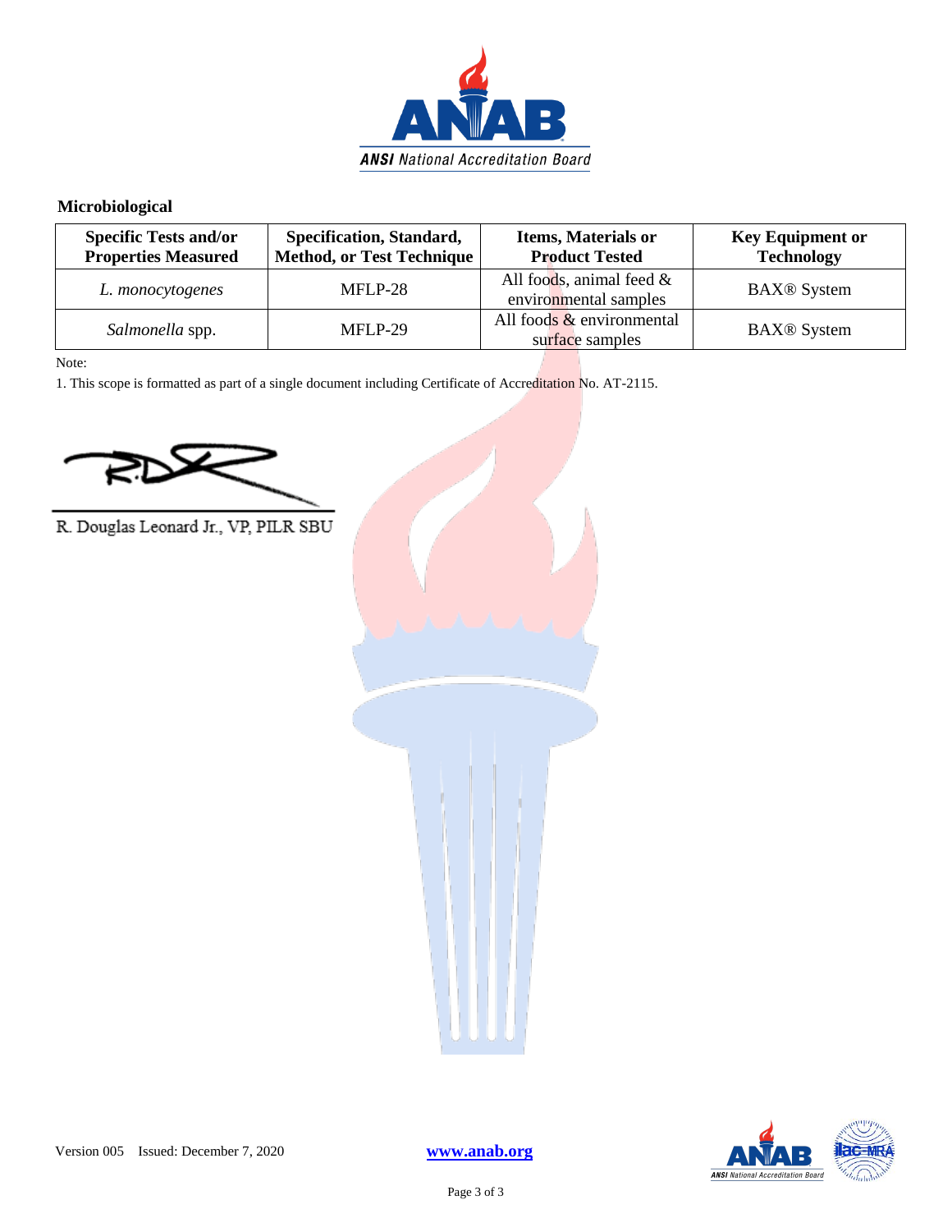## Microbiological

| Specific Tests and/or Properties Measured | Specification, Standard, Method, or Test Technique | Items, Materials or Product Tested | Key Equipment or Technology |
|---|---|---|---|
| *L. monocytogenes* | MFLP-28 | All foods, animal feed & environmental samples | BAX® System |
| *Salmonella* spp. | MFLP-29 | All foods & environmental surface samples | BAX® System |

Note:

1. This scope is formatted as part of a single document including Certificate of Accreditation No. AT-2115.

R. Douglas Leonard Jr., VP, PILR SBU

Version 005 Issued: December 7, 2020

www.anab.org